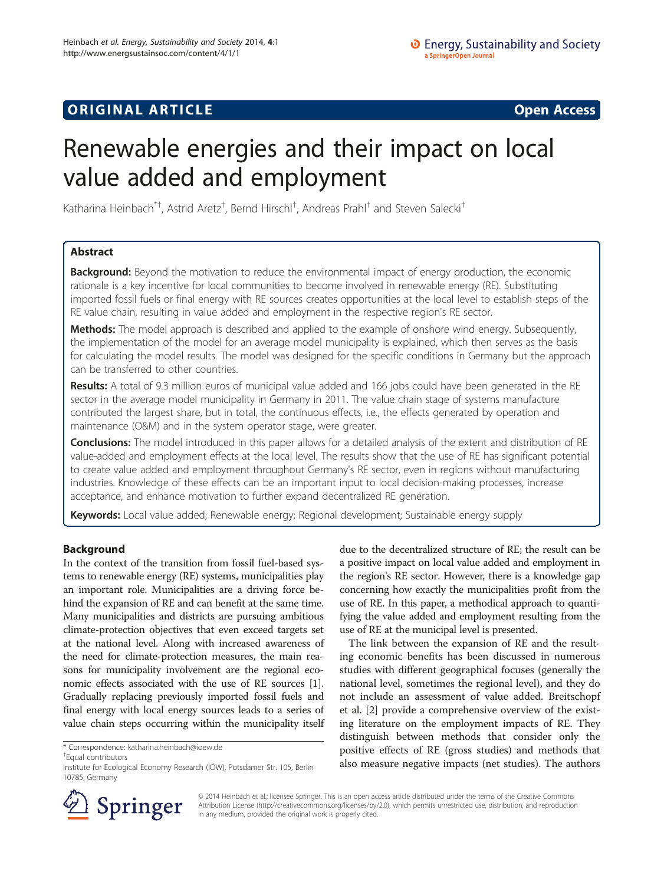ORIGINAL ARTICLE

Open Access

# Renewable energies and their impact on local value added and employment

Katharina Heinbach[*†], Astrid Aretz[†], Bernd Hirschl[†], Andreas Prahl[†] and Steven Salecki[†]

## Abstract

**Background:** Beyond the motivation to reduce the environmental impact of energy production, the economic rationale is a key incentive for local communities to become involved in renewable energy (RE). Substituting imported fossil fuels or final energy with RE sources creates opportunities at the local level to establish steps of the RE value chain, resulting in value added and employment in the respective region's RE sector.

**Methods:** The model approach is described and applied to the example of onshore wind energy. Subsequently, the implementation of the model for an average model municipality is explained, which then serves as the basis for calculating the model results. The model was designed for the specific conditions in Germany but the approach can be transferred to other countries.

**Results:** A total of 9.3 million euros of municipal value added and 166 jobs could have been generated in the RE sector in the average model municipality in Germany in 2011. The value chain stage of systems manufacture contributed the largest share, but in total, the continuous effects, i.e., the effects generated by operation and maintenance (O&M) and in the system operator stage, were greater.

**Conclusions:** The model introduced in this paper allows for a detailed analysis of the extent and distribution of RE value-added and employment effects at the local level. The results show that the use of RE has significant potential to create value added and employment throughout Germany's RE sector, even in regions without manufacturing industries. Knowledge of these effects can be an important input to local decision-making processes, increase acceptance, and enhance motivation to further expand decentralized RE generation.

**Keywords:** Local value added; Renewable energy; Regional development; Sustainable energy supply

## Background

In the context of the transition from fossil fuel-based systems to renewable energy (RE) systems, municipalities play an important role. Municipalities are a driving force behind the expansion of RE and can benefit at the same time. Many municipalities and districts are pursuing ambitious climate-protection objectives that even exceed targets set at the national level. Along with increased awareness of the need for climate-protection measures, the main reasons for municipality involvement are the regional economic effects associated with the use of RE sources [1]. Gradually replacing previously imported fossil fuels and final energy with local energy sources leads to a series of value chain steps occurring within the municipality itself due to the decentralized structure of RE; the result can be a positive impact on local value added and employment in the region's RE sector. However, there is a knowledge gap concerning how exactly the municipalities profit from the use of RE. In this paper, a methodical approach to quantifying the value added and employment resulting from the use of RE at the municipal level is presented.

The link between the expansion of RE and the resulting economic benefits has been discussed in numerous studies with different geographical focuses (generally the national level, sometimes the regional level), and they do not include an assessment of value added. Breitschopf et al. [2] provide a comprehensive overview of the existing literature on the employment impacts of RE. They distinguish between methods that consider only the positive effects of RE (gross studies) and methods that also measure negative impacts (net studies). The authors

* Correspondence: katharina.heinbach@ioew.de
†Equal contributors
Institute for Ecological Economy Research (IÖW), Potsdamer Str. 105, Berlin 10785, Germany

© 2014 Heinbach et al.; licensee Springer. This is an open access article distributed under the terms of the Creative Commons Attribution License (http://creativecommons.org/licenses/by/2.0), which permits unrestricted use, distribution, and reproduction in any medium, provided the original work is properly cited.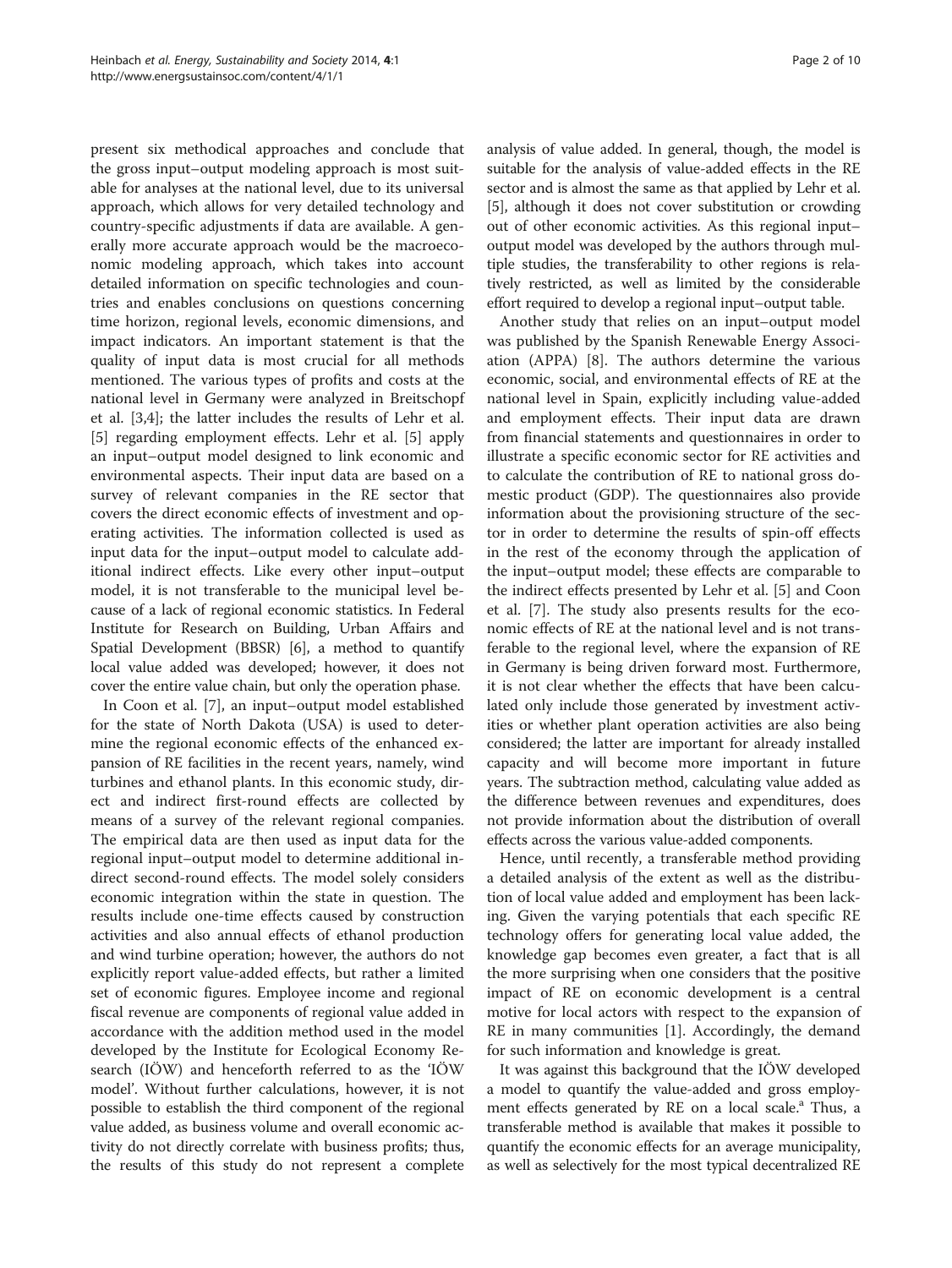present six methodical approaches and conclude that the gross input–output modeling approach is most suitable for analyses at the national level, due to its universal approach, which allows for very detailed technology and country-specific adjustments if data are available. A generally more accurate approach would be the macroeconomic modeling approach, which takes into account detailed information on specific technologies and countries and enables conclusions on questions concerning time horizon, regional levels, economic dimensions, and impact indicators. An important statement is that the quality of input data is most crucial for all methods mentioned. The various types of profits and costs at the national level in Germany were analyzed in Breitschopf et al. [3,4]; the latter includes the results of Lehr et al. [5] regarding employment effects. Lehr et al. [5] apply an input–output model designed to link economic and environmental aspects. Their input data are based on a survey of relevant companies in the RE sector that covers the direct economic effects of investment and operating activities. The information collected is used as input data for the input–output model to calculate additional indirect effects. Like every other input–output model, it is not transferable to the municipal level because of a lack of regional economic statistics. In Federal Institute for Research on Building, Urban Affairs and Spatial Development (BBSR) [6], a method to quantify local value added was developed; however, it does not cover the entire value chain, but only the operation phase.

In Coon et al. [7], an input–output model established for the state of North Dakota (USA) is used to determine the regional economic effects of the enhanced expansion of RE facilities in the recent years, namely, wind turbines and ethanol plants. In this economic study, direct and indirect first-round effects are collected by means of a survey of the relevant regional companies. The empirical data are then used as input data for the regional input–output model to determine additional indirect second-round effects. The model solely considers economic integration within the state in question. The results include one-time effects caused by construction activities and also annual effects of ethanol production and wind turbine operation; however, the authors do not explicitly report value-added effects, but rather a limited set of economic figures. Employee income and regional fiscal revenue are components of regional value added in accordance with the addition method used in the model developed by the Institute for Ecological Economy Research (IÖW) and henceforth referred to as the 'IÖW model'. Without further calculations, however, it is not possible to establish the third component of the regional value added, as business volume and overall economic activity do not directly correlate with business profits; thus, the results of this study do not represent a complete analysis of value added. In general, though, the model is suitable for the analysis of value-added effects in the RE sector and is almost the same as that applied by Lehr et al. [5], although it does not cover substitution or crowding out of other economic activities. As this regional input–output model was developed by the authors through multiple studies, the transferability to other regions is relatively restricted, as well as limited by the considerable effort required to develop a regional input–output table.

Another study that relies on an input–output model was published by the Spanish Renewable Energy Association (APPA) [8]. The authors determine the various economic, social, and environmental effects of RE at the national level in Spain, explicitly including value-added and employment effects. Their input data are drawn from financial statements and questionnaires in order to illustrate a specific economic sector for RE activities and to calculate the contribution of RE to national gross domestic product (GDP). The questionnaires also provide information about the provisioning structure of the sector in order to determine the results of spin-off effects in the rest of the economy through the application of the input–output model; these effects are comparable to the indirect effects presented by Lehr et al. [5] and Coon et al. [7]. The study also presents results for the economic effects of RE at the national level and is not transferable to the regional level, where the expansion of RE in Germany is being driven forward most. Furthermore, it is not clear whether the effects that have been calculated only include those generated by investment activities or whether plant operation activities are also being considered; the latter are important for already installed capacity and will become more important in future years. The subtraction method, calculating value added as the difference between revenues and expenditures, does not provide information about the distribution of overall effects across the various value-added components.

Hence, until recently, a transferable method providing a detailed analysis of the extent as well as the distribution of local value added and employment has been lacking. Given the varying potentials that each specific RE technology offers for generating local value added, the knowledge gap becomes even greater, a fact that is all the more surprising when one considers that the positive impact of RE on economic development is a central motive for local actors with respect to the expansion of RE in many communities [1]. Accordingly, the demand for such information and knowledge is great.

It was against this background that the IÖW developed a model to quantify the value-added and gross employment effects generated by RE on a local scale.[a] Thus, a transferable method is available that makes it possible to quantify the economic effects for an average municipality, as well as selectively for the most typical decentralized RE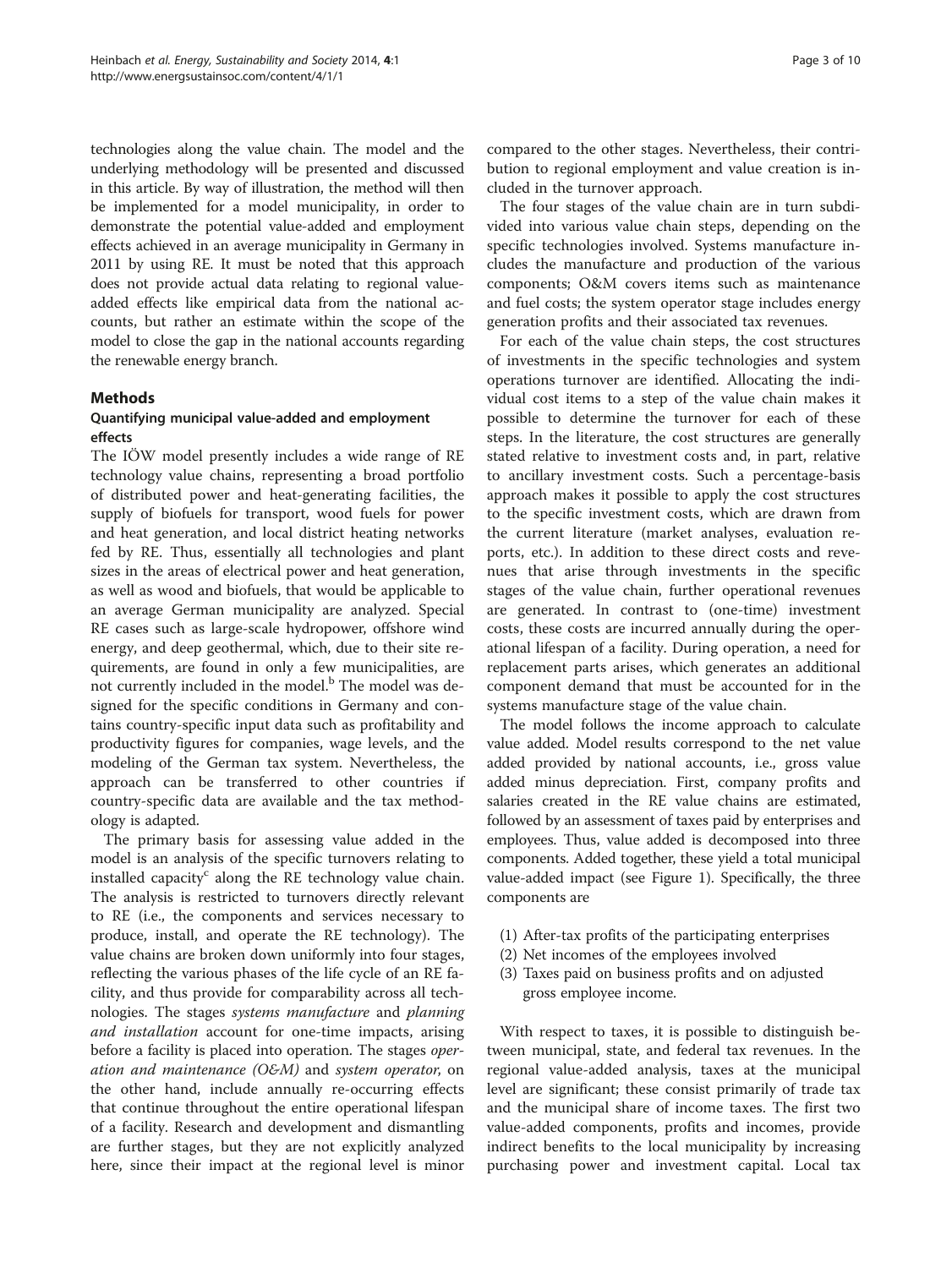technologies along the value chain. The model and the underlying methodology will be presented and discussed in this article. By way of illustration, the method will then be implemented for a model municipality, in order to demonstrate the potential value-added and employment effects achieved in an average municipality in Germany in 2011 by using RE. It must be noted that this approach does not provide actual data relating to regional value-added effects like empirical data from the national accounts, but rather an estimate within the scope of the model to close the gap in the national accounts regarding the renewable energy branch.

## Methods

### Quantifying municipal value-added and employment effects

The IÖW model presently includes a wide range of RE technology value chains, representing a broad portfolio of distributed power and heat-generating facilities, the supply of biofuels for transport, wood fuels for power and heat generation, and local district heating networks fed by RE. Thus, essentially all technologies and plant sizes in the areas of electrical power and heat generation, as well as wood and biofuels, that would be applicable to an average German municipality are analyzed. Special RE cases such as large-scale hydropower, offshore wind energy, and deep geothermal, which, due to their site requirements, are found in only a few municipalities, are not currently included in the model.[b] The model was designed for the specific conditions in Germany and contains country-specific input data such as profitability and productivity figures for companies, wage levels, and the modeling of the German tax system. Nevertheless, the approach can be transferred to other countries if country-specific data are available and the tax methodology is adapted.

The primary basis for assessing value added in the model is an analysis of the specific turnovers relating to installed capacity[c] along the RE technology value chain. The analysis is restricted to turnovers directly relevant to RE (i.e., the components and services necessary to produce, install, and operate the RE technology). The value chains are broken down uniformly into four stages, reflecting the various phases of the life cycle of an RE facility, and thus provide for comparability across all technologies. The stages *systems manufacture* and *planning and installation* account for one-time impacts, arising before a facility is placed into operation. The stages *operation and maintenance (O&M)* and *system operator*, on the other hand, include annually re-occurring effects that continue throughout the entire operational lifespan of a facility. Research and development and dismantling are further stages, but they are not explicitly analyzed here, since their impact at the regional level is minor compared to the other stages. Nevertheless, their contribution to regional employment and value creation is included in the turnover approach.

The four stages of the value chain are in turn subdivided into various value chain steps, depending on the specific technologies involved. Systems manufacture includes the manufacture and production of the various components; O&M covers items such as maintenance and fuel costs; the system operator stage includes energy generation profits and their associated tax revenues.

For each of the value chain steps, the cost structures of investments in the specific technologies and system operations turnover are identified. Allocating the individual cost items to a step of the value chain makes it possible to determine the turnover for each of these steps. In the literature, the cost structures are generally stated relative to investment costs and, in part, relative to ancillary investment costs. Such a percentage-basis approach makes it possible to apply the cost structures to the specific investment costs, which are drawn from the current literature (market analyses, evaluation reports, etc.). In addition to these direct costs and revenues that arise through investments in the specific stages of the value chain, further operational revenues are generated. In contrast to (one-time) investment costs, these costs are incurred annually during the operational lifespan of a facility. During operation, a need for replacement parts arises, which generates an additional component demand that must be accounted for in the systems manufacture stage of the value chain.

The model follows the income approach to calculate value added. Model results correspond to the net value added provided by national accounts, i.e., gross value added minus depreciation. First, company profits and salaries created in the RE value chains are estimated, followed by an assessment of taxes paid by enterprises and employees. Thus, value added is decomposed into three components. Added together, these yield a total municipal value-added impact (see Figure 1). Specifically, the three components are

(1) After-tax profits of the participating enterprises
(2) Net incomes of the employees involved
(3) Taxes paid on business profits and on adjusted gross employee income.

With respect to taxes, it is possible to distinguish between municipal, state, and federal tax revenues. In the regional value-added analysis, taxes at the municipal level are significant; these consist primarily of trade tax and the municipal share of income taxes. The first two value-added components, profits and incomes, provide indirect benefits to the local municipality by increasing purchasing power and investment capital. Local tax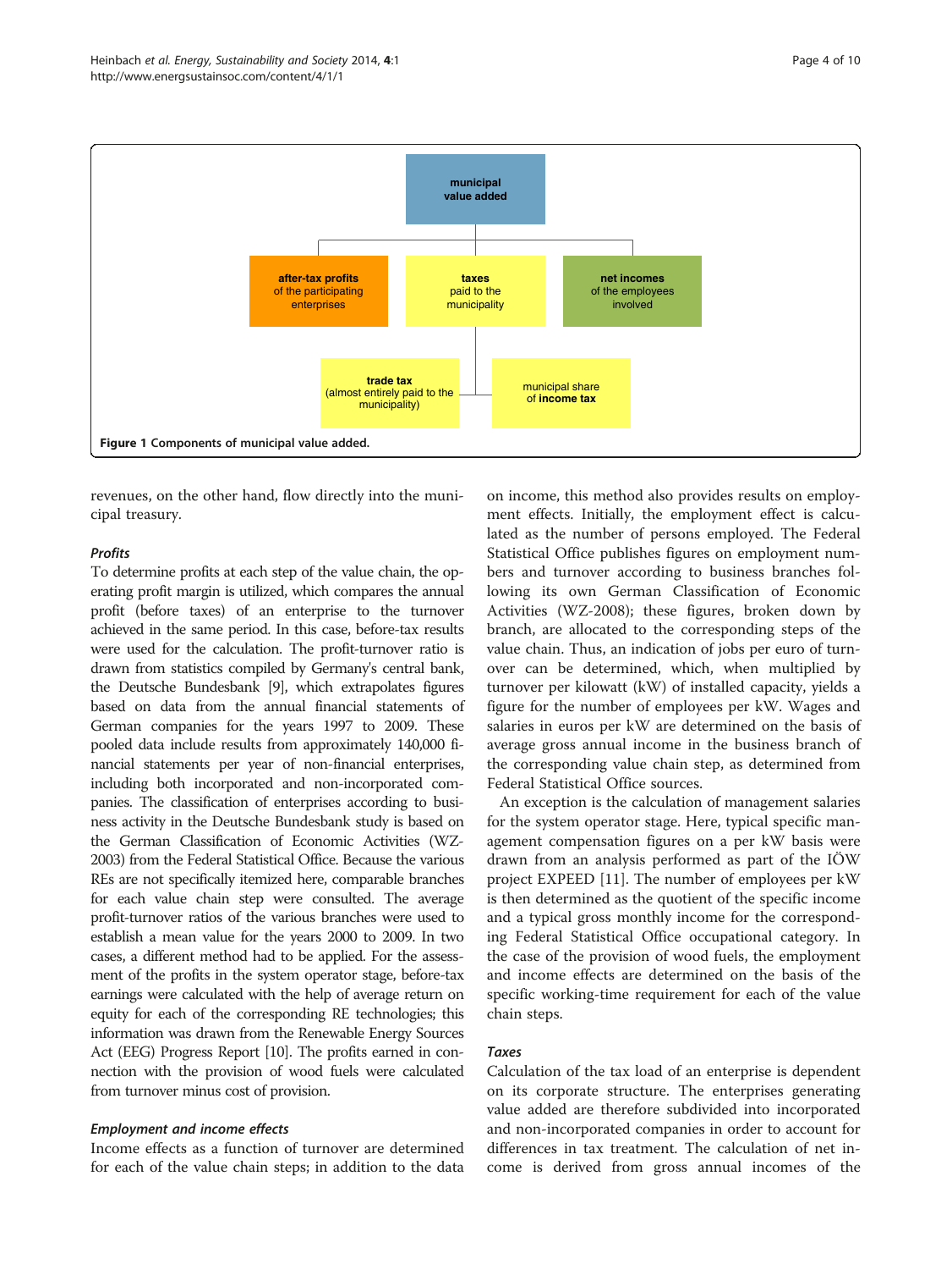municipal value added

after-tax profits of the participating enterprises

taxes paid to the municipality

net incomes of the employees involved

trade tax (almost entirely paid to the municipality)

municipal share of income tax

**Figure 1 Components of municipal value added.**

revenues, on the other hand, flow directly into the municipal treasury.

#### *Profits*

To determine profits at each step of the value chain, the operating profit margin is utilized, which compares the annual profit (before taxes) of an enterprise to the turnover achieved in the same period. In this case, before-tax results were used for the calculation. The profit-turnover ratio is drawn from statistics compiled by Germany's central bank, the Deutsche Bundesbank [9], which extrapolates figures based on data from the annual financial statements of German companies for the years 1997 to 2009. These pooled data include results from approximately 140,000 financial statements per year of non-financial enterprises, including both incorporated and non-incorporated companies. The classification of enterprises according to business activity in the Deutsche Bundesbank study is based on the German Classification of Economic Activities (WZ-2003) from the Federal Statistical Office. Because the various REs are not specifically itemized here, comparable branches for each value chain step were consulted. The average profit-turnover ratios of the various branches were used to establish a mean value for the years 2000 to 2009. In two cases, a different method had to be applied. For the assessment of the profits in the system operator stage, before-tax earnings were calculated with the help of average return on equity for each of the corresponding RE technologies; this information was drawn from the Renewable Energy Sources Act (EEG) Progress Report [10]. The profits earned in connection with the provision of wood fuels were calculated from turnover minus cost of provision.

#### *Employment and income effects*

Income effects as a function of turnover are determined for each of the value chain steps; in addition to the data on income, this method also provides results on employment effects. Initially, the employment effect is calculated as the number of persons employed. The Federal Statistical Office publishes figures on employment numbers and turnover according to business branches following its own German Classification of Economic Activities (WZ-2008); these figures, broken down by branch, are allocated to the corresponding steps of the value chain. Thus, an indication of jobs per euro of turnover can be determined, which, when multiplied by turnover per kilowatt (kW) of installed capacity, yields a figure for the number of employees per kW. Wages and salaries in euros per kW are determined on the basis of average gross annual income in the business branch of the corresponding value chain step, as determined from Federal Statistical Office sources.

An exception is the calculation of management salaries for the system operator stage. Here, typical specific management compensation figures on a per kW basis were drawn from an analysis performed as part of the IÖW project EXPEED [11]. The number of employees per kW is then determined as the quotient of the specific income and a typical gross monthly income for the corresponding Federal Statistical Office occupational category. In the case of the provision of wood fuels, the employment and income effects are determined on the basis of the specific working-time requirement for each of the value chain steps.

#### *Taxes*

Calculation of the tax load of an enterprise is dependent on its corporate structure. The enterprises generating value added are therefore subdivided into incorporated and non-incorporated companies in order to account for differences in tax treatment. The calculation of net income is derived from gross annual incomes of the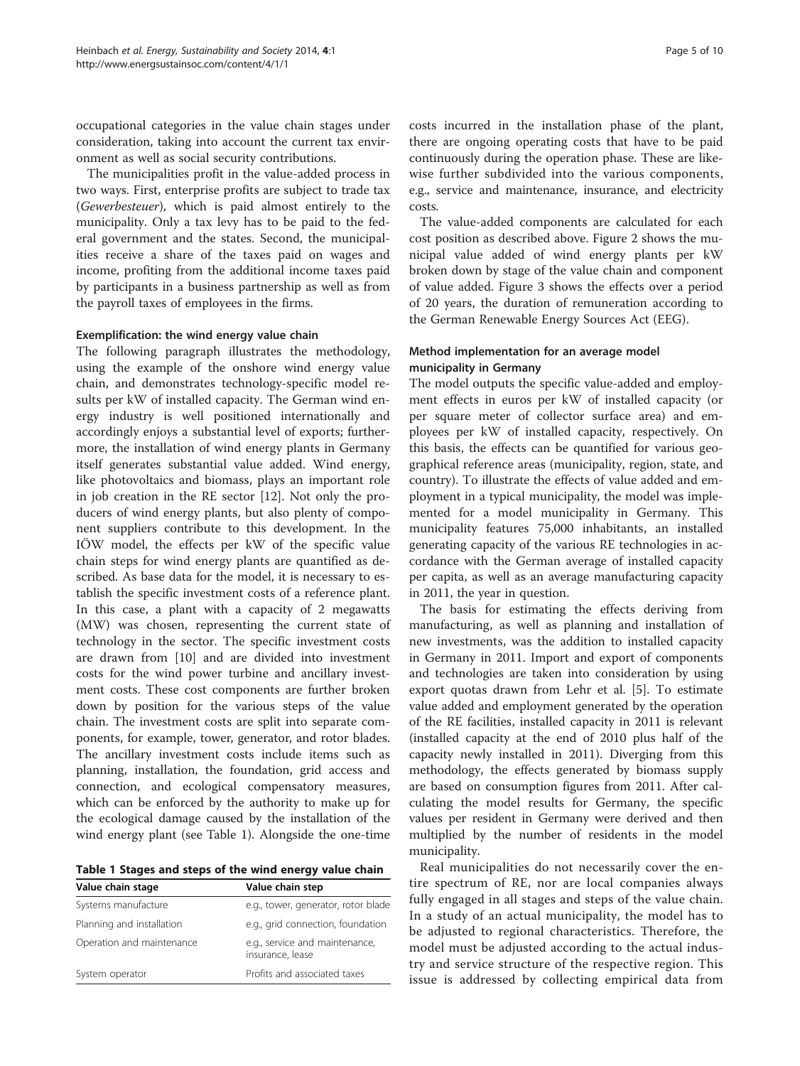occupational categories in the value chain stages under consideration, taking into account the current tax environment as well as social security contributions.

The municipalities profit in the value-added process in two ways. First, enterprise profits are subject to trade tax (*Gewerbesteuer*), which is paid almost entirely to the municipality. Only a tax levy has to be paid to the federal government and the states. Second, the municipalities receive a share of the taxes paid on wages and income, profiting from the additional income taxes paid by participants in a business partnership as well as from the payroll taxes of employees in the firms.

#### Exemplification: the wind energy value chain

The following paragraph illustrates the methodology, using the example of the onshore wind energy value chain, and demonstrates technology-specific model results per kW of installed capacity. The German wind energy industry is well positioned internationally and accordingly enjoys a substantial level of exports; furthermore, the installation of wind energy plants in Germany itself generates substantial value added. Wind energy, like photovoltaics and biomass, plays an important role in job creation in the RE sector [12]. Not only the producers of wind energy plants, but also plenty of component suppliers contribute to this development. In the IÖW model, the effects per kW of the specific value chain steps for wind energy plants are quantified as described. As base data for the model, it is necessary to establish the specific investment costs of a reference plant. In this case, a plant with a capacity of 2 megawatts (MW) was chosen, representing the current state of technology in the sector. The specific investment costs are drawn from [10] and are divided into investment costs for the wind power turbine and ancillary investment costs. These cost components are further broken down by position for the various steps of the value chain. The investment costs are split into separate components, for example, tower, generator, and rotor blades. The ancillary investment costs include items such as planning, installation, the foundation, grid access and connection, and ecological compensatory measures, which can be enforced by the authority to make up for the ecological damage caused by the installation of the wind energy plant (see Table 1). Alongside the one-time costs incurred in the installation phase of the plant, there are ongoing operating costs that have to be paid continuously during the operation phase. These are likewise further subdivided into the various components, e.g., service and maintenance, insurance, and electricity costs.

**Table 1 Stages and steps of the wind energy value chain**

| Value chain stage | Value chain step |
|---|---|
| Systems manufacture | e.g., tower, generator, rotor blade |
| Planning and installation | e.g., grid connection, foundation |
| Operation and maintenance | e.g., service and maintenance, insurance, lease |
| System operator | Profits and associated taxes |

The value-added components are calculated for each cost position as described above. Figure 2 shows the municipal value added of wind energy plants per kW broken down by stage of the value chain and component of value added. Figure 3 shows the effects over a period of 20 years, the duration of remuneration according to the German Renewable Energy Sources Act (EEG).

### Method implementation for an average model municipality in Germany

The model outputs the specific value-added and employment effects in euros per kW of installed capacity (or per square meter of collector surface area) and employees per kW of installed capacity, respectively. On this basis, the effects can be quantified for various geographical reference areas (municipality, region, state, and country). To illustrate the effects of value added and employment in a typical municipality, the model was implemented for a model municipality in Germany. This municipality features 75,000 inhabitants, an installed generating capacity of the various RE technologies in accordance with the German average of installed capacity per capita, as well as an average manufacturing capacity in 2011, the year in question.

The basis for estimating the effects deriving from manufacturing, as well as planning and installation of new investments, was the addition to installed capacity in Germany in 2011. Import and export of components and technologies are taken into consideration by using export quotas drawn from Lehr et al. [5]. To estimate value added and employment generated by the operation of the RE facilities, installed capacity in 2011 is relevant (installed capacity at the end of 2010 plus half of the capacity newly installed in 2011). Diverging from this methodology, the effects generated by biomass supply are based on consumption figures from 2011. After calculating the model results for Germany, the specific values per resident in Germany were derived and then multiplied by the number of residents in the model municipality.

Real municipalities do not necessarily cover the entire spectrum of RE, nor are local companies always fully engaged in all stages and steps of the value chain. In a study of an actual municipality, the model has to be adjusted to regional characteristics. Therefore, the model must be adjusted according to the actual industry and service structure of the respective region. This issue is addressed by collecting empirical data from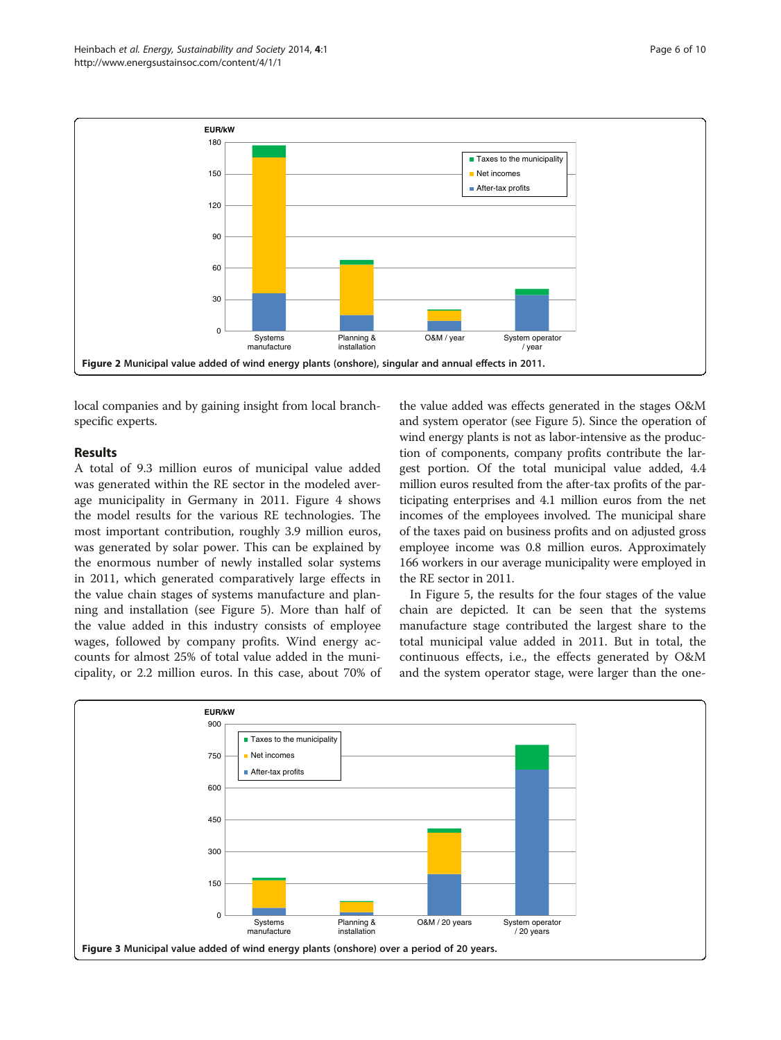EUR/kW
180
150
120
90
60
30
0
Systems manufacture
Planning & installation
O&M / year
System operator / year
Taxes to the municipality
Net incomes
After-tax profits

**Figure 2 Municipal value added of wind energy plants (onshore), singular and annual effects in 2011.**

local companies and by gaining insight from local branch-specific experts.

## Results

A total of 9.3 million euros of municipal value added was generated within the RE sector in the modeled average municipality in Germany in 2011. Figure 4 shows the model results for the various RE technologies. The most important contribution, roughly 3.9 million euros, was generated by solar power. This can be explained by the enormous number of newly installed solar systems in 2011, which generated comparatively large effects in the value chain stages of systems manufacture and planning and installation (see Figure 5). More than half of the value added in this industry consists of employee wages, followed by company profits. Wind energy accounts for almost 25% of total value added in the municipality, or 2.2 million euros. In this case, about 70% of the value added was effects generated in the stages O&M and system operator (see Figure 5). Since the operation of wind energy plants is not as labor-intensive as the production of components, company profits contribute the largest portion. Of the total municipal value added, 4.4 million euros resulted from the after-tax profits of the participating enterprises and 4.1 million euros from the net incomes of the employees involved. The municipal share of the taxes paid on business profits and on adjusted gross employee income was 0.8 million euros. Approximately 166 workers in our average municipality were employed in the RE sector in 2011.

In Figure 5, the results for the four stages of the value chain are depicted. It can be seen that the systems manufacture stage contributed the largest share to the total municipal value added in 2011. But in total, the continuous effects, i.e., the effects generated by O&M and the system operator stage, were larger than the one-

EUR/kW
900
750
600
450
300
150
0
Systems manufacture
Planning & installation
O&M / 20 years
System operator / 20 years
Taxes to the municipality
Net incomes
After-tax profits

**Figure 3 Municipal value added of wind energy plants (onshore) over a period of 20 years.**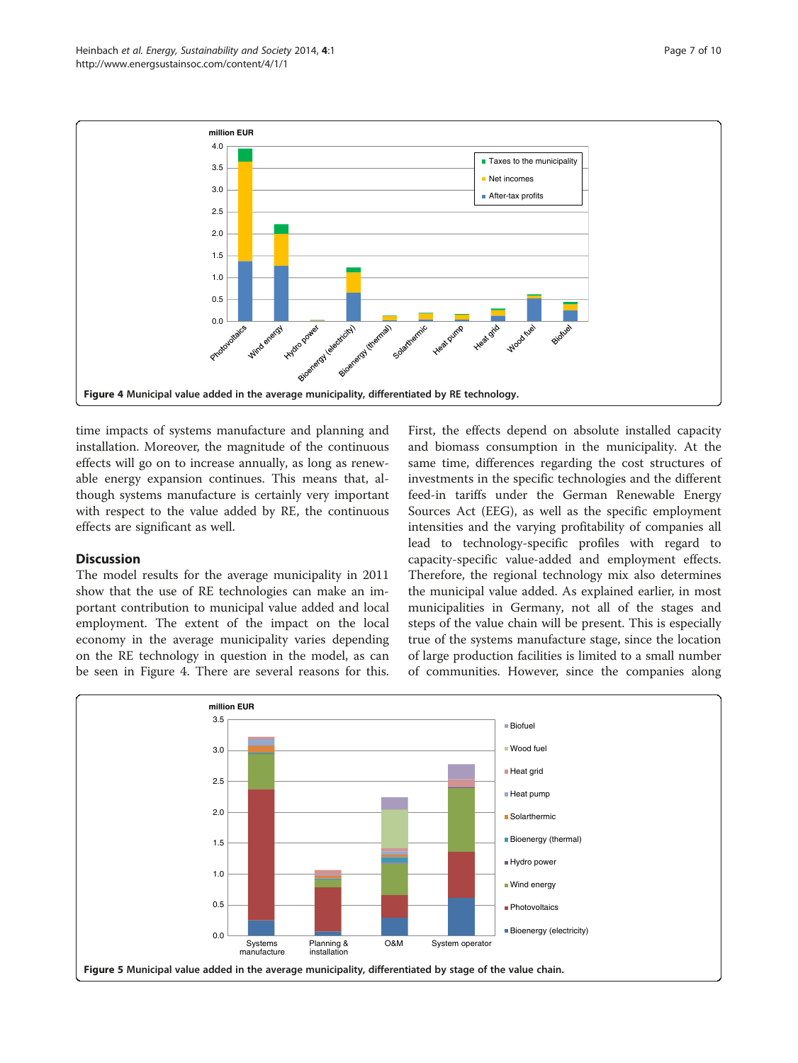million EUR

4.0
3.5
3.0
2.5
2.0
1.5
1.0
0.5
0.0

Taxes to the municipality
Net incomes
After-tax profits

Photovoltaics
Wind energy
Hydro power
Bioenergy (electricity)
Bioenergy (thermal)
Solarthermic
Heat pump
Heat grid
Wood fuel
Biofuel

**Figure 4 Municipal value added in the average municipality, differentiated by RE technology.**

time impacts of systems manufacture and planning and installation. Moreover, the magnitude of the continuous effects will go on to increase annually, as long as renewable energy expansion continues. This means that, although systems manufacture is certainly very important with respect to the value added by RE, the continuous effects are significant as well.

## Discussion

The model results for the average municipality in 2011 show that the use of RE technologies can make an important contribution to municipal value added and local employment. The extent of the impact on the local economy in the average municipality varies depending on the RE technology in question in the model, as can be seen in Figure 4. There are several reasons for this. First, the effects depend on absolute installed capacity and biomass consumption in the municipality. At the same time, differences regarding the cost structures of investments in the specific technologies and the different feed-in tariffs under the German Renewable Energy Sources Act (EEG), as well as the specific employment intensities and the varying profitability of companies all lead to technology-specific profiles with regard to capacity-specific value-added and employment effects. Therefore, the regional technology mix also determines the municipal value added. As explained earlier, in most municipalities in Germany, not all of the stages and steps of the value chain will be present. This is especially true of the systems manufacture stage, since the location of large production facilities is limited to a small number of communities. However, since the companies along

million EUR

3.5
3.0
2.5
2.0
1.5
1.0
0.5
0.0

Systems manufacture
Planning & installation
O&M
System operator

Biofuel
Wood fuel
Heat grid
Heat pump
Solarthermic
Bioenergy (thermal)
Hydro power
Wind energy
Photovoltaics
Bioenergy (electricity)

**Figure 5 Municipal value added in the average municipality, differentiated by stage of the value chain.**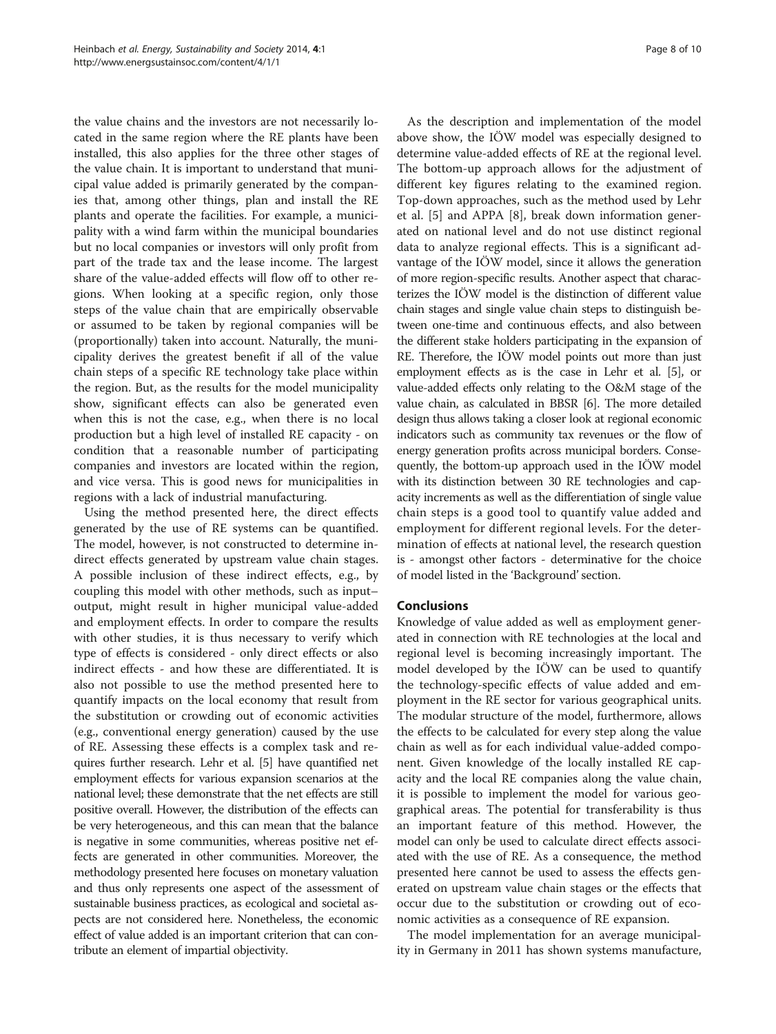the value chains and the investors are not necessarily located in the same region where the RE plants have been installed, this also applies for the three other stages of the value chain. It is important to understand that municipal value added is primarily generated by the companies that, among other things, plan and install the RE plants and operate the facilities. For example, a municipality with a wind farm within the municipal boundaries but no local companies or investors will only profit from part of the trade tax and the lease income. The largest share of the value-added effects will flow off to other regions. When looking at a specific region, only those steps of the value chain that are empirically observable or assumed to be taken by regional companies will be (proportionally) taken into account. Naturally, the municipality derives the greatest benefit if all of the value chain steps of a specific RE technology take place within the region. But, as the results for the model municipality show, significant effects can also be generated even when this is not the case, e.g., when there is no local production but a high level of installed RE capacity - on condition that a reasonable number of participating companies and investors are located within the region, and vice versa. This is good news for municipalities in regions with a lack of industrial manufacturing.

Using the method presented here, the direct effects generated by the use of RE systems can be quantified. The model, however, is not constructed to determine indirect effects generated by upstream value chain stages. A possible inclusion of these indirect effects, e.g., by coupling this model with other methods, such as input–output, might result in higher municipal value-added and employment effects. In order to compare the results with other studies, it is thus necessary to verify which type of effects is considered - only direct effects or also indirect effects - and how these are differentiated. It is also not possible to use the method presented here to quantify impacts on the local economy that result from the substitution or crowding out of economic activities (e.g., conventional energy generation) caused by the use of RE. Assessing these effects is a complex task and requires further research. Lehr et al. [5] have quantified net employment effects for various expansion scenarios at the national level; these demonstrate that the net effects are still positive overall. However, the distribution of the effects can be very heterogeneous, and this can mean that the balance is negative in some communities, whereas positive net effects are generated in other communities. Moreover, the methodology presented here focuses on monetary valuation and thus only represents one aspect of the assessment of sustainable business practices, as ecological and societal aspects are not considered here. Nonetheless, the economic effect of value added is an important criterion that can contribute an element of impartial objectivity.

As the description and implementation of the model above show, the IÖW model was especially designed to determine value-added effects of RE at the regional level. The bottom-up approach allows for the adjustment of different key figures relating to the examined region. Top-down approaches, such as the method used by Lehr et al. [5] and APPA [8], break down information generated on national level and do not use distinct regional data to analyze regional effects. This is a significant advantage of the IÖW model, since it allows the generation of more region-specific results. Another aspect that characterizes the IÖW model is the distinction of different value chain stages and single value chain steps to distinguish between one-time and continuous effects, and also between the different stake holders participating in the expansion of RE. Therefore, the IÖW model points out more than just employment effects as is the case in Lehr et al. [5], or value-added effects only relating to the O&M stage of the value chain, as calculated in BBSR [6]. The more detailed design thus allows taking a closer look at regional economic indicators such as community tax revenues or the flow of energy generation profits across municipal borders. Consequently, the bottom-up approach used in the IÖW model with its distinction between 30 RE technologies and capacity increments as well as the differentiation of single value chain steps is a good tool to quantify value added and employment for different regional levels. For the determination of effects at national level, the research question is - amongst other factors - determinative for the choice of model listed in the 'Background' section.

## Conclusions

Knowledge of value added as well as employment generated in connection with RE technologies at the local and regional level is becoming increasingly important. The model developed by the IÖW can be used to quantify the technology-specific effects of value added and employment in the RE sector for various geographical units. The modular structure of the model, furthermore, allows the effects to be calculated for every step along the value chain as well as for each individual value-added component. Given knowledge of the locally installed RE capacity and the local RE companies along the value chain, it is possible to implement the model for various geographical areas. The potential for transferability is thus an important feature of this method. However, the model can only be used to calculate direct effects associated with the use of RE. As a consequence, the method presented here cannot be used to assess the effects generated on upstream value chain stages or the effects that occur due to the substitution or crowding out of economic activities as a consequence of RE expansion.

The model implementation for an average municipality in Germany in 2011 has shown systems manufacture,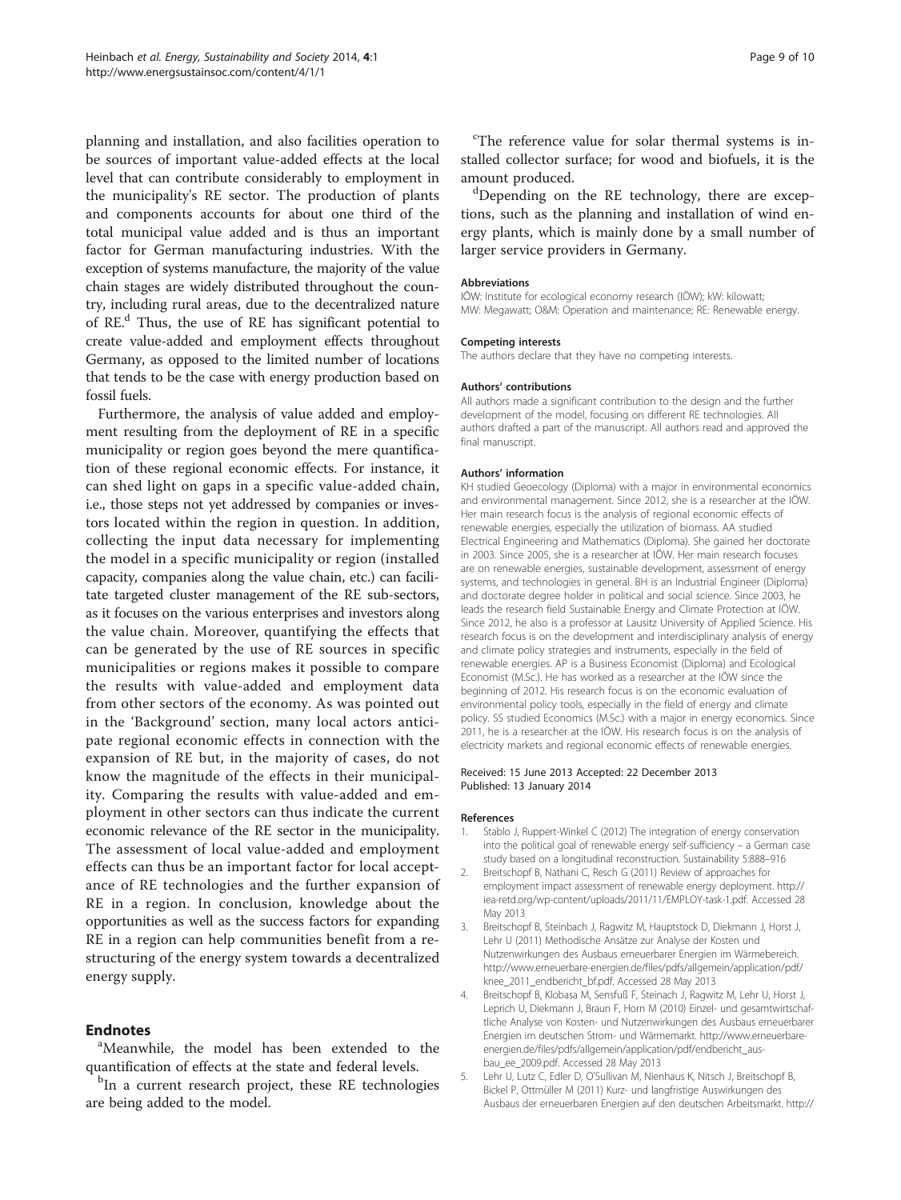planning and installation, and also facilities operation to be sources of important value-added effects at the local level that can contribute considerably to employment in the municipality's RE sector. The production of plants and components accounts for about one third of the total municipal value added and is thus an important factor for German manufacturing industries. With the exception of systems manufacture, the majority of the value chain stages are widely distributed throughout the country, including rural areas, due to the decentralized nature of RE.[d] Thus, the use of RE has significant potential to create value-added and employment effects throughout Germany, as opposed to the limited number of locations that tends to be the case with energy production based on fossil fuels.

Furthermore, the analysis of value added and employment resulting from the deployment of RE in a specific municipality or region goes beyond the mere quantification of these regional economic effects. For instance, it can shed light on gaps in a specific value-added chain, i.e., those steps not yet addressed by companies or investors located within the region in question. In addition, collecting the input data necessary for implementing the model in a specific municipality or region (installed capacity, companies along the value chain, etc.) can facilitate targeted cluster management of the RE sub-sectors, as it focuses on the various enterprises and investors along the value chain. Moreover, quantifying the effects that can be generated by the use of RE sources in specific municipalities or regions makes it possible to compare the results with value-added and employment data from other sectors of the economy. As was pointed out in the 'Background' section, many local actors anticipate regional economic effects in connection with the expansion of RE but, in the majority of cases, do not know the magnitude of the effects in their municipality. Comparing the results with value-added and employment in other sectors can thus indicate the current economic relevance of the RE sector in the municipality. The assessment of local value-added and employment effects can thus be an important factor for local acceptance of RE technologies and the further expansion of RE in a region. In conclusion, knowledge about the opportunities as well as the success factors for expanding RE in a region can help communities benefit from a restructuring of the energy system towards a decentralized energy supply.

## Endnotes

[a]Meanwhile, the model has been extended to the quantification of effects at the state and federal levels.

[b]In a current research project, these RE technologies are being added to the model.

[c]The reference value for solar thermal systems is installed collector surface; for wood and biofuels, it is the amount produced.

[d]Depending on the RE technology, there are exceptions, such as the planning and installation of wind energy plants, which is mainly done by a small number of larger service providers in Germany.

#### Abbreviations

IÖW: Institute for ecological economy research (IÖW); kW: kilowatt; MW: Megawatt; O&M: Operation and maintenance; RE: Renewable energy.

#### Competing interests

The authors declare that they have no competing interests.

#### Authors' contributions

All authors made a significant contribution to the design and the further development of the model, focusing on different RE technologies. All authors drafted a part of the manuscript. All authors read and approved the final manuscript.

#### Authors' information

KH studied Geoecology (Diploma) with a major in environmental economics and environmental management. Since 2012, she is a researcher at the IÖW. Her main research focus is the analysis of regional economic effects of renewable energies, especially the utilization of biomass. AA studied Electrical Engineering and Mathematics (Diploma). She gained her doctorate in 2003. Since 2005, she is a researcher at IÖW. Her main research focuses are on renewable energies, sustainable development, assessment of energy systems, and technologies in general. BH is an Industrial Engineer (Diploma) and doctorate degree holder in political and social science. Since 2003, he leads the research field Sustainable Energy and Climate Protection at IÖW. Since 2012, he also is a professor at Lausitz University of Applied Science. His research focus is on the development and interdisciplinary analysis of energy and climate policy strategies and instruments, especially in the field of renewable energies. AP is a Business Economist (Diploma) and Ecological Economist (M.Sc.). He has worked as a researcher at the IÖW since the beginning of 2012. His research focus is on the economic evaluation of environmental policy tools, especially in the field of energy and climate policy. SS studied Economics (M.Sc.) with a major in energy economics. Since 2011, he is a researcher at the IÖW. His research focus is on the analysis of electricity markets and regional economic effects of renewable energies.

Received: 15 June 2013 Accepted: 22 December 2013
Published: 13 January 2014

#### References

1. Stablo J, Ruppert-Winkel C (2012) The integration of energy conservation into the political goal of renewable energy self-sufficiency – a German case study based on a longitudinal reconstruction. Sustainability 5:888–916
2. Breitschopf B, Nathani C, Resch G (2011) Review of approaches for employment impact assessment of renewable energy deployment. http://iea-retd.org/wp-content/uploads/2011/11/EMPLOY-task-1.pdf. Accessed 28 May 2013
3. Breitschopf B, Steinbach J, Ragwitz M, Hauptstock D, Diekmann J, Horst J, Lehr U (2011) Methodische Ansätze zur Analyse der Kosten und Nutzenwirkungen des Ausbaus erneuerbarer Energien im Wärmebereich. http://www.erneuerbare-energien.de/files/pdfs/allgemein/application/pdf/knee_2011_endbericht_bf.pdf. Accessed 28 May 2013
4. Breitschopf B, Klobasa M, Sensfuß F, Steinach J, Ragwitz M, Lehr U, Horst J, Leprich U, Diekmann J, Braun F, Horn M (2010) Einzel- und gesamtwirtschaftliche Analyse von Kosten- und Nutzenwirkungen des Ausbaus erneuerbarer Energien im deutschen Strom- und Wärmemarkt. http://www.erneuerbare-energien.de/files/pdfs/allgemein/application/pdf/endbericht_ausbau_ee_2009.pdf. Accessed 28 May 2013
5. Lehr U, Lutz C, Edler D, O'Sullivan M, Nienhaus K, Nitsch J, Breitschopf B, Bickel P, Ottmüller M (2011) Kurz- und langfristige Auswirkungen des Ausbaus der erneuerbaren Energien auf den deutschen Arbeitsmarkt. http://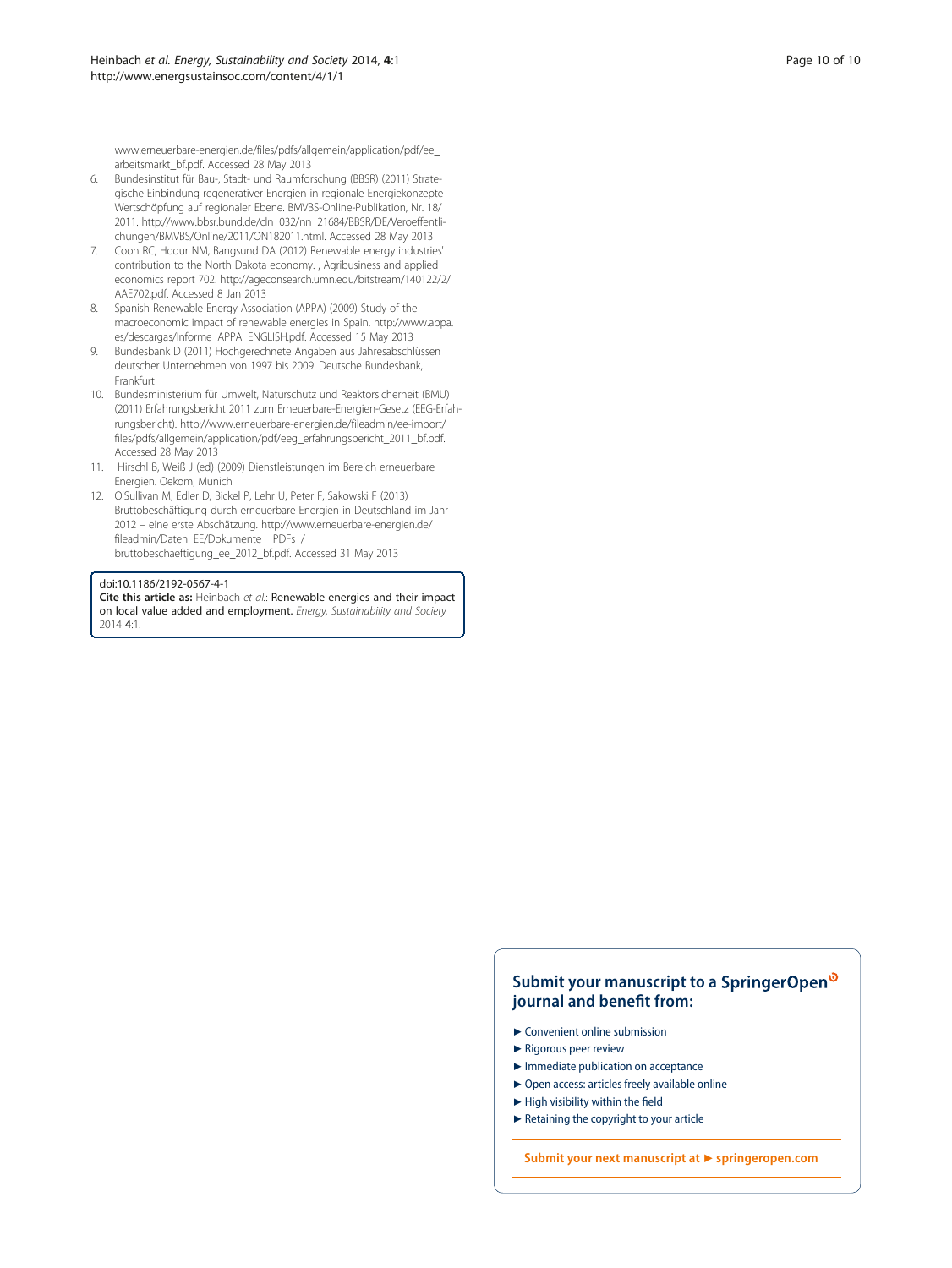www.erneuerbare-energien.de/files/pdfs/allgemein/application/pdf/ee_arbeitsmarkt_bf.pdf. Accessed 28 May 2013

6. Bundesinstitut für Bau-, Stadt- und Raumforschung (BBSR) (2011) Strategische Einbindung regenerativer Energien in regionale Energiekonzepte – Wertschöpfung auf regionaler Ebene. BMVBS-Online-Publikation, Nr. 18/2011. http://www.bbsr.bund.de/cln_032/nn_21684/BBSR/DE/Veroeffentlichungen/BMVBS/Online/2011/ON182011.html. Accessed 28 May 2013
7. Coon RC, Hodur NM, Bangsund DA (2012) Renewable energy industries' contribution to the North Dakota economy. , Agribusiness and applied economics report 702. http://ageconsearch.umn.edu/bitstream/140122/2/AAE702.pdf. Accessed 8 Jan 2013
8. Spanish Renewable Energy Association (APPA) (2009) Study of the macroeconomic impact of renewable energies in Spain. http://www.appa.es/descargas/Informe_APPA_ENGLISH.pdf. Accessed 15 May 2013
9. Bundesbank D (2011) Hochgerechnete Angaben aus Jahresabschlüssen deutscher Unternehmen von 1997 bis 2009. Deutsche Bundesbank, Frankfurt
10. Bundesministerium für Umwelt, Naturschutz und Reaktorsicherheit (BMU) (2011) Erfahrungsbericht 2011 zum Erneuerbare-Energien-Gesetz (EEG-Erfahrungsbericht). http://www.erneuerbare-energien.de/fileadmin/ee-import/files/pdfs/allgemein/application/pdf/eeg_erfahrungsbericht_2011_bf.pdf. Accessed 28 May 2013
11. Hirschl B, Weiß J (ed) (2009) Dienstleistungen im Bereich erneuerbare Energien. Oekom, Munich
12. O'Sullivan M, Edler D, Bickel P, Lehr U, Peter F, Sakowski F (2013) Bruttobeschäftigung durch erneuerbare Energien in Deutschland im Jahr 2012 – eine erste Abschätzung. http://www.erneuerbare-energien.de/fileadmin/Daten_EE/Dokumente__PDFs_/bruttobeschaeftigung_ee_2012_bf.pdf. Accessed 31 May 2013

doi:10.1186/2192-0567-4-1

**Cite this article as:** Heinbach *et al.*: Renewable energies and their impact on local value added and employment. *Energy, Sustainability and Society* 2014 **4**:1.

**Submit your manuscript to a SpringerOpen journal and benefit from:**

- ► Convenient online submission
- ► Rigorous peer review
- ► Immediate publication on acceptance
- ► Open access: articles freely available online
- ► High visibility within the field
- ► Retaining the copyright to your article

**Submit your next manuscript at ► springeropen.com**